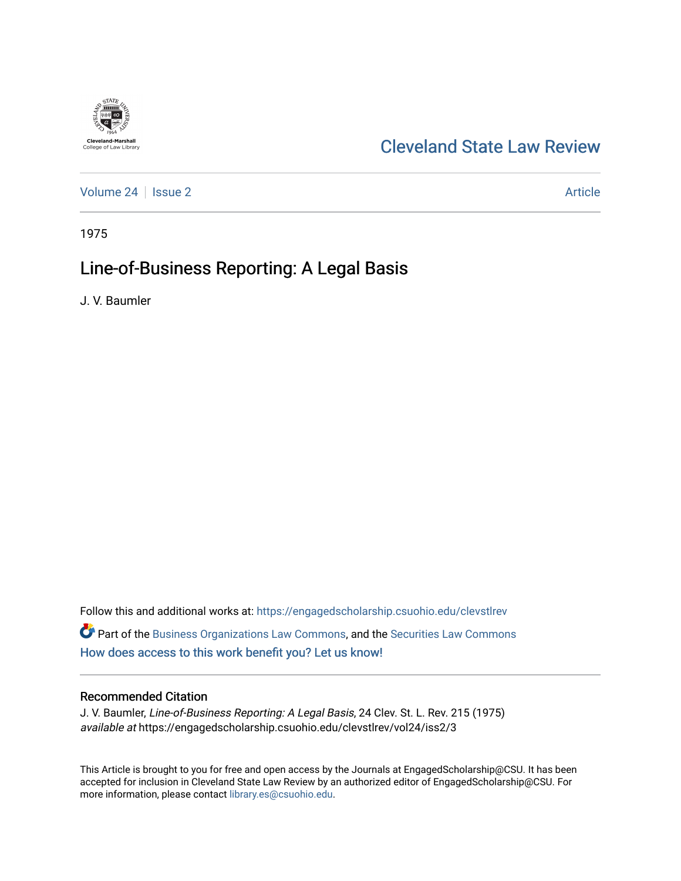Cleveland-Marshall College of Law Library

# Cleveland State Law Review

Volume 24 | Issue 2 | Article

1975

## Line-of-Business Reporting: A Legal Basis

J. V. Baumler

Follow this and additional works at: https://engagedscholarship.csuohio.edu/clevstlrev

Part of the Business Organizations Law Commons, and the Securities Law Commons

How does access to this work benefit you? Let us know!

### Recommended Citation

J. V. Baumler, *Line-of-Business Reporting: A Legal Basis*, 24 Clev. St. L. Rev. 215 (1975)
*available at* https://engagedscholarship.csuohio.edu/clevstlrev/vol24/iss2/3

This Article is brought to you for free and open access by the Journals at EngagedScholarship@CSU. It has been accepted for inclusion in Cleveland State Law Review by an authorized editor of EngagedScholarship@CSU. For more information, please contact library.es@csuohio.edu.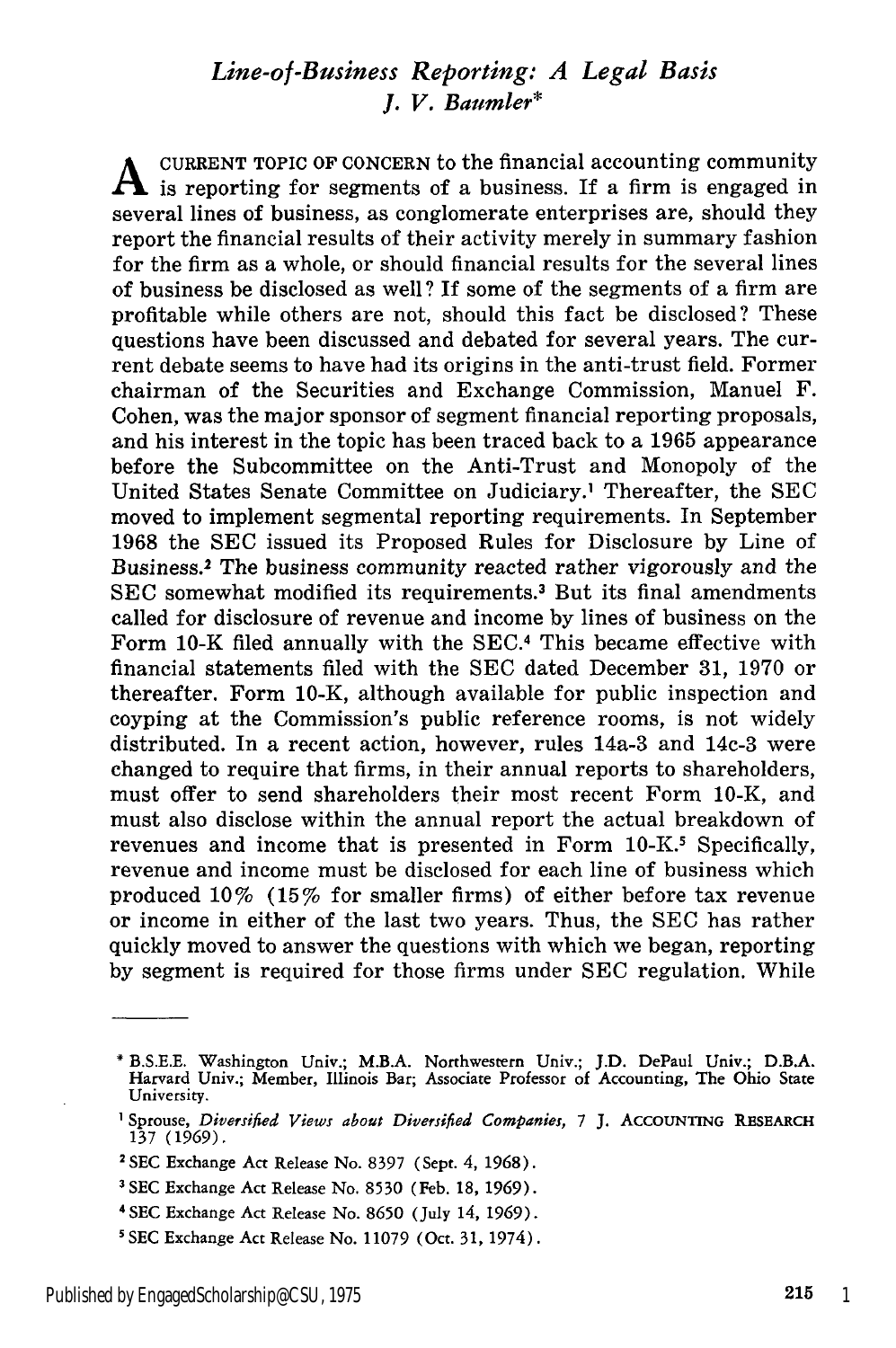## *Line-of-Business Reporting: A Legal Basis*

*J. V. Baumler**

A CURRENT TOPIC OF CONCERN to the financial accounting community is reporting for segments of a business. If a firm is engaged in several lines of business, as conglomerate enterprises are, should they report the financial results of their activity merely in summary fashion for the firm as a whole, or should financial results for the several lines of business be disclosed as well? If some of the segments of a firm are profitable while others are not, should this fact be disclosed? These questions have been discussed and debated for several years. The current debate seems to have had its origins in the anti-trust field. Former chairman of the Securities and Exchange Commission, Manuel F. Cohen, was the major sponsor of segment financial reporting proposals, and his interest in the topic has been traced back to a 1965 appearance before the Subcommittee on the Anti-Trust and Monopoly of the United States Senate Committee on Judiciary.[1] Thereafter, the SEC moved to implement segmental reporting requirements. In September 1968 the SEC issued its Proposed Rules for Disclosure by Line of Business.[2] The business community reacted rather vigorously and the SEC somewhat modified its requirements.[3] But its final amendments called for disclosure of revenue and income by lines of business on the Form 10-K filed annually with the SEC.[4] This became effective with financial statements filed with the SEC dated December 31, 1970 or thereafter. Form 10-K, although available for public inspection and coyping at the Commission's public reference rooms, is not widely distributed. In a recent action, however, rules 14a-3 and 14c-3 were changed to require that firms, in their annual reports to shareholders, must offer to send shareholders their most recent Form 10-K, and must also disclose within the annual report the actual breakdown of revenues and income that is presented in Form 10-K.[5] Specifically, revenue and income must be disclosed for each line of business which produced 10% (15% for smaller firms) of either before tax revenue or income in either of the last two years. Thus, the SEC has rather quickly moved to answer the questions with which we began, reporting by segment is required for those firms under SEC regulation. While

---

\* B.S.E.E. Washington Univ.; M.B.A. Northwestern Univ.; J.D. DePaul Univ.; D.B.A. Harvard Univ.; Member, Illinois Bar; Associate Professor of Accounting, The Ohio State University.

[1] Sprouse, *Diversified Views about Diversified Companies,* 7 J. ACCOUNTING RESEARCH 137 (1969).

[2] SEC Exchange Act Release No. 8397 (Sept. 4, 1968).

[3] SEC Exchange Act Release No. 8530 (Feb. 18, 1969).

[4] SEC Exchange Act Release No. 8650 (July 14, 1969).

[5] SEC Exchange Act Release No. 11079 (Oct. 31, 1974).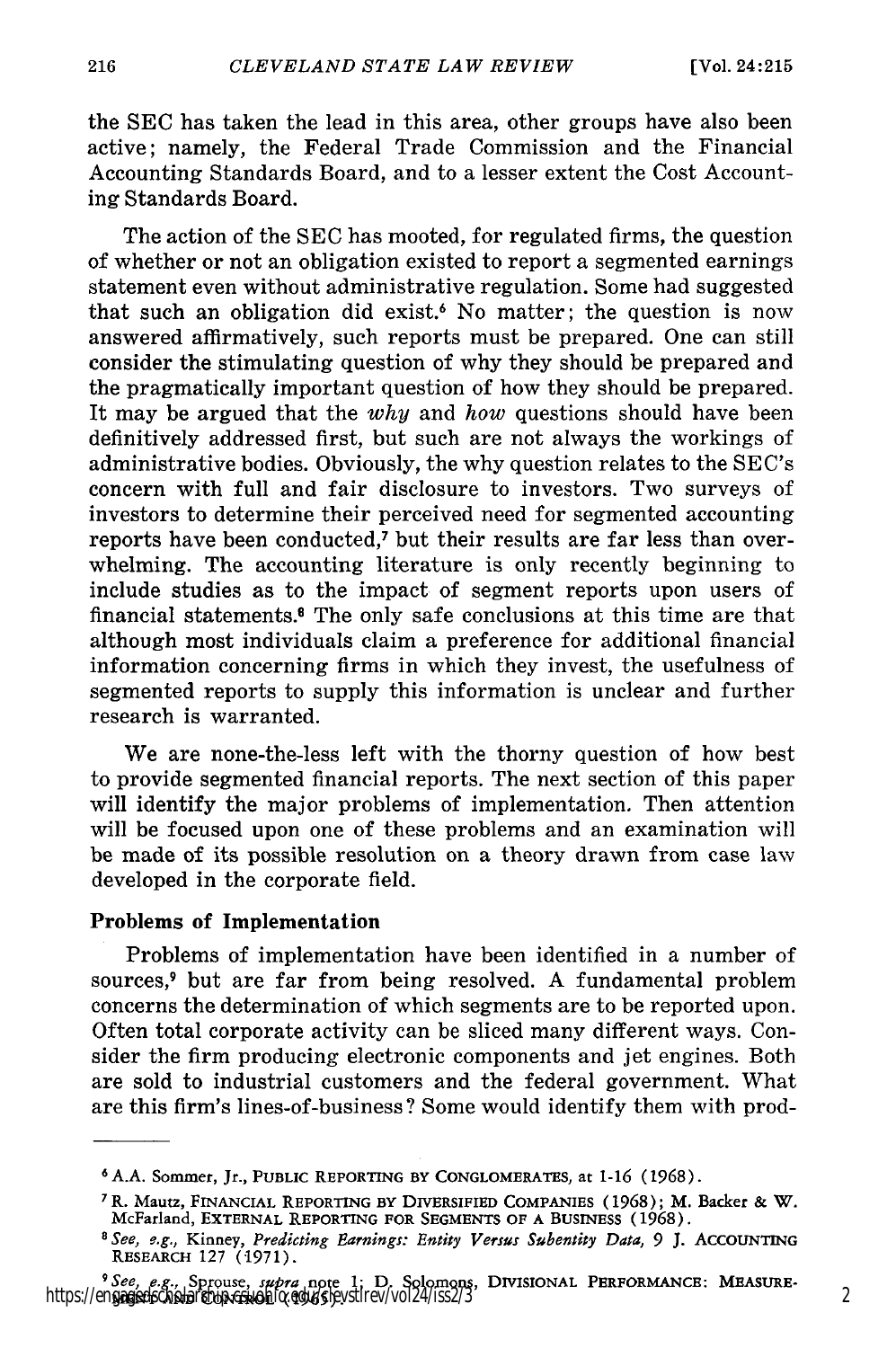the SEC has taken the lead in this area, other groups have also been active; namely, the Federal Trade Commission and the Financial Accounting Standards Board, and to a lesser extent the Cost Accounting Standards Board.

The action of the SEC has mooted, for regulated firms, the question of whether or not an obligation existed to report a segmented earnings statement even without administrative regulation. Some had suggested that such an obligation did exist.[6] No matter; the question is now answered affirmatively, such reports must be prepared. One can still consider the stimulating question of why they should be prepared and the pragmatically important question of how they should be prepared. It may be argued that the *why* and *how* questions should have been definitively addressed first, but such are not always the workings of administrative bodies. Obviously, the why question relates to the SEC's concern with full and fair disclosure to investors. Two surveys of investors to determine their perceived need for segmented accounting reports have been conducted,[7] but their results are far less than overwhelming. The accounting literature is only recently beginning to include studies as to the impact of segment reports upon users of financial statements.[8] The only safe conclusions at this time are that although most individuals claim a preference for additional financial information concerning firms in which they invest, the usefulness of segmented reports to supply this information is unclear and further research is warranted.

We are none-the-less left with the thorny question of how best to provide segmented financial reports. The next section of this paper will identify the major problems of implementation. Then attention will be focused upon one of these problems and an examination will be made of its possible resolution on a theory drawn from case law developed in the corporate field.

## Problems of Implementation

Problems of implementation have been identified in a number of sources,[9] but are far from being resolved. A fundamental problem concerns the determination of which segments are to be reported upon. Often total corporate activity can be sliced many different ways. Consider the firm producing electronic components and jet engines. Both are sold to industrial customers and the federal government. What are this firm's lines-of-business? Some would identify them with prod-

---

[6] A.A. Sommer, Jr., PUBLIC REPORTING BY CONGLOMERATES, at 1-16 (1968).

[7] R. Mautz, FINANCIAL REPORTING BY DIVERSIFIED COMPANIES (1968); M. Backer & W. McFarland, EXTERNAL REPORTING FOR SEGMENTS OF A BUSINESS (1968).

[8] *See, e.g.,* Kinney, *Predicting Earnings: Entity Versus Subentity Data,* 9 J. ACCOUNTING RESEARCH 127 (1971).

[9] *See, e.g.,* Sprouse, *supra* note 1; D. Solomons, DIVISIONAL PERFORMANCE: MEASUREMENT AND CONTROL (1965).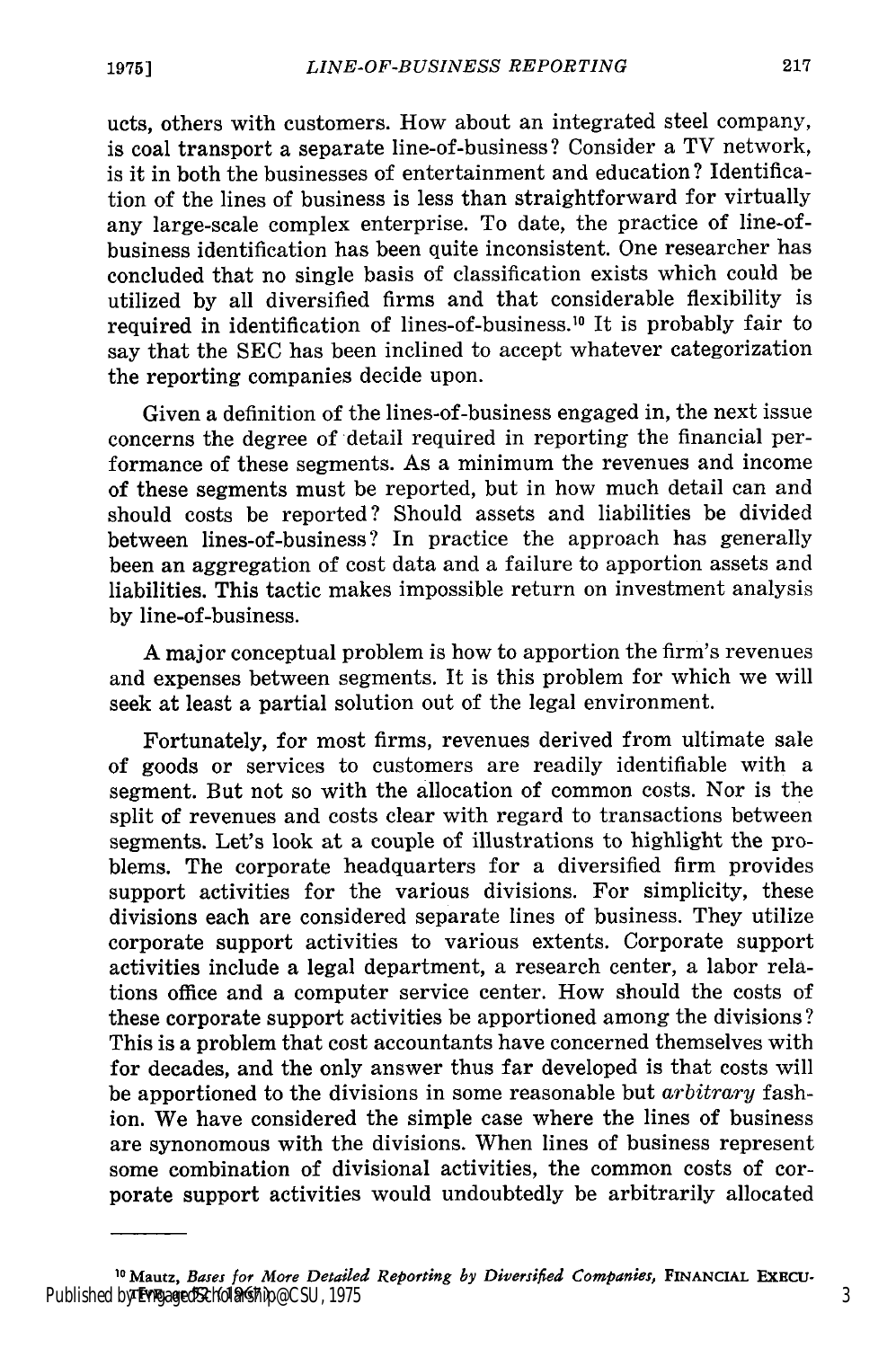ucts, others with customers. How about an integrated steel company, is coal transport a separate line-of-business? Consider a TV network, is it in both the businesses of entertainment and education? Identification of the lines of business is less than straightforward for virtually any large-scale complex enterprise. To date, the practice of line-of-business identification has been quite inconsistent. One researcher has concluded that no single basis of classification exists which could be utilized by all diversified firms and that considerable flexibility is required in identification of lines-of-business.[10] It is probably fair to say that the SEC has been inclined to accept whatever categorization the reporting companies decide upon.

Given a definition of the lines-of-business engaged in, the next issue concerns the degree of detail required in reporting the financial performance of these segments. As a minimum the revenues and income of these segments must be reported, but in how much detail can and should costs be reported? Should assets and liabilities be divided between lines-of-business? In practice the approach has generally been an aggregation of cost data and a failure to apportion assets and liabilities. This tactic makes impossible return on investment analysis by line-of-business.

A major conceptual problem is how to apportion the firm's revenues and expenses between segments. It is this problem for which we will seek at least a partial solution out of the legal environment.

Fortunately, for most firms, revenues derived from ultimate sale of goods or services to customers are readily identifiable with a segment. But not so with the allocation of common costs. Nor is the split of revenues and costs clear with regard to transactions between segments. Let's look at a couple of illustrations to highlight the problems. The corporate headquarters for a diversified firm provides support activities for the various divisions. For simplicity, these divisions each are considered separate lines of business. They utilize corporate support activities to various extents. Corporate support activities include a legal department, a research center, a labor relations office and a computer service center. How should the costs of these corporate support activities be apportioned among the divisions? This is a problem that cost accountants have concerned themselves with for decades, and the only answer thus far developed is that costs will be apportioned to the divisions in some reasonable but *arbitrary* fashion. We have considered the simple case where the lines of business are synonomous with the divisions. When lines of business represent some combination of divisional activities, the common costs of corporate support activities would undoubtedly be arbitrarily allocated

---

[10] Mautz, *Bases for More Detailed Reporting by Diversified Companies,* FINANCIAL EXECUTIVE, Nov. 1967.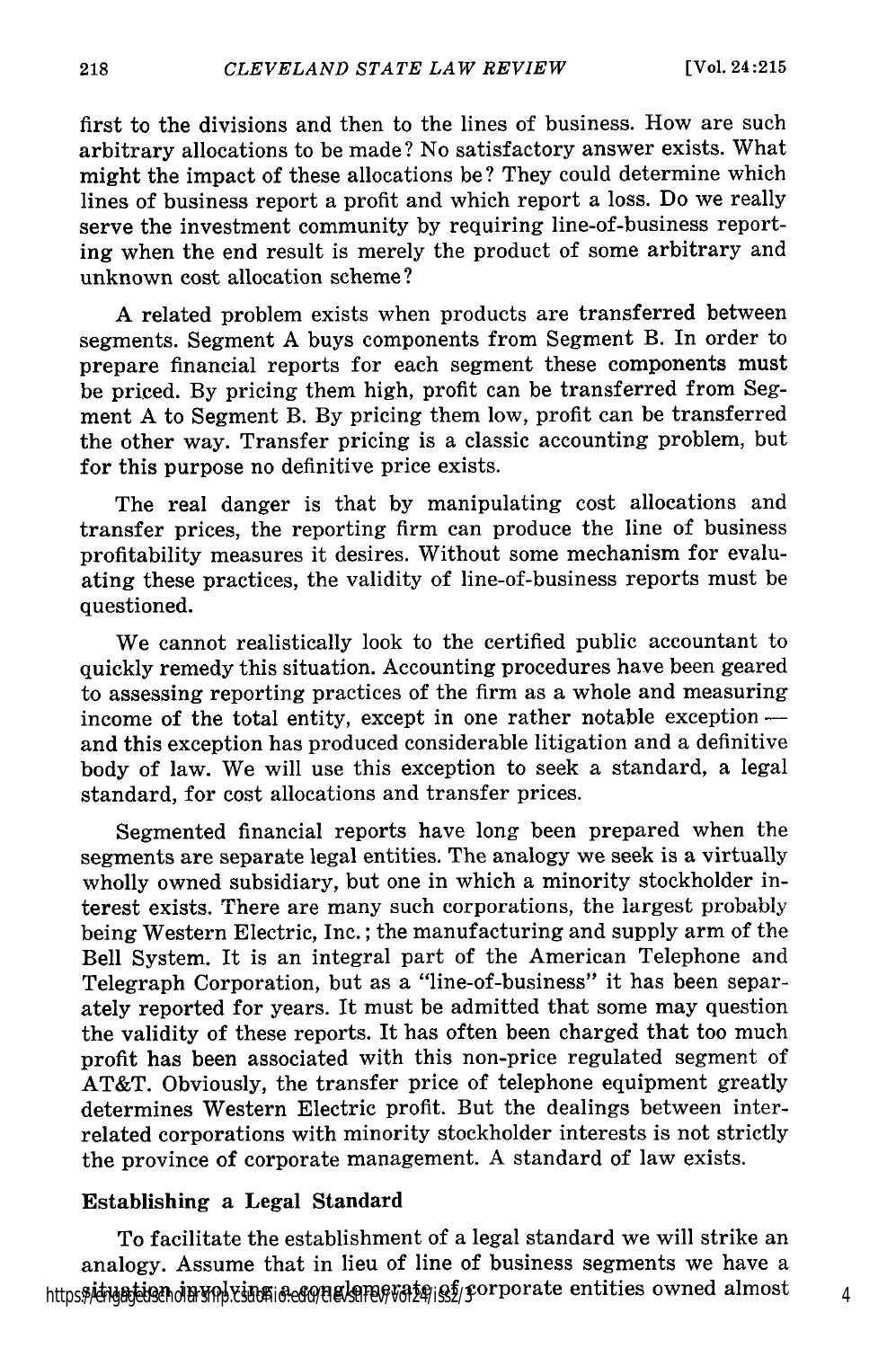first to the divisions and then to the lines of business. How are such arbitrary allocations to be made? No satisfactory answer exists. What might the impact of these allocations be? They could determine which lines of business report a profit and which report a loss. Do we really serve the investment community by requiring line-of-business reporting when the end result is merely the product of some arbitrary and unknown cost allocation scheme?

A related problem exists when products are transferred between segments. Segment A buys components from Segment B. In order to prepare financial reports for each segment these components must be priced. By pricing them high, profit can be transferred from Segment A to Segment B. By pricing them low, profit can be transferred the other way. Transfer pricing is a classic accounting problem, but for this purpose no definitive price exists.

The real danger is that by manipulating cost allocations and transfer prices, the reporting firm can produce the line of business profitability measures it desires. Without some mechanism for evaluating these practices, the validity of line-of-business reports must be questioned.

We cannot realistically look to the certified public accountant to quickly remedy this situation. Accounting procedures have been geared to assessing reporting practices of the firm as a whole and measuring income of the total entity, except in one rather notable exception — and this exception has produced considerable litigation and a definitive body of law. We will use this exception to seek a standard, a legal standard, for cost allocations and transfer prices.

Segmented financial reports have long been prepared when the segments are separate legal entities. The analogy we seek is a virtually wholly owned subsidiary, but one in which a minority stockholder interest exists. There are many such corporations, the largest probably being Western Electric, Inc.; the manufacturing and supply arm of the Bell System. It is an integral part of the American Telephone and Telegraph Corporation, but as a "line-of-business" it has been separately reported for years. It must be admitted that some may question the validity of these reports. It has often been charged that too much profit has been associated with this non-price regulated segment of AT&T. Obviously, the transfer price of telephone equipment greatly determines Western Electric profit. But the dealings between interrelated corporations with minority stockholder interests is not strictly the province of corporate management. A standard of law exists.

## Establishing a Legal Standard

To facilitate the establishment of a legal standard we will strike an analogy. Assume that in lieu of line of business segments we have a situation involving a conglomerate of corporate entities owned almost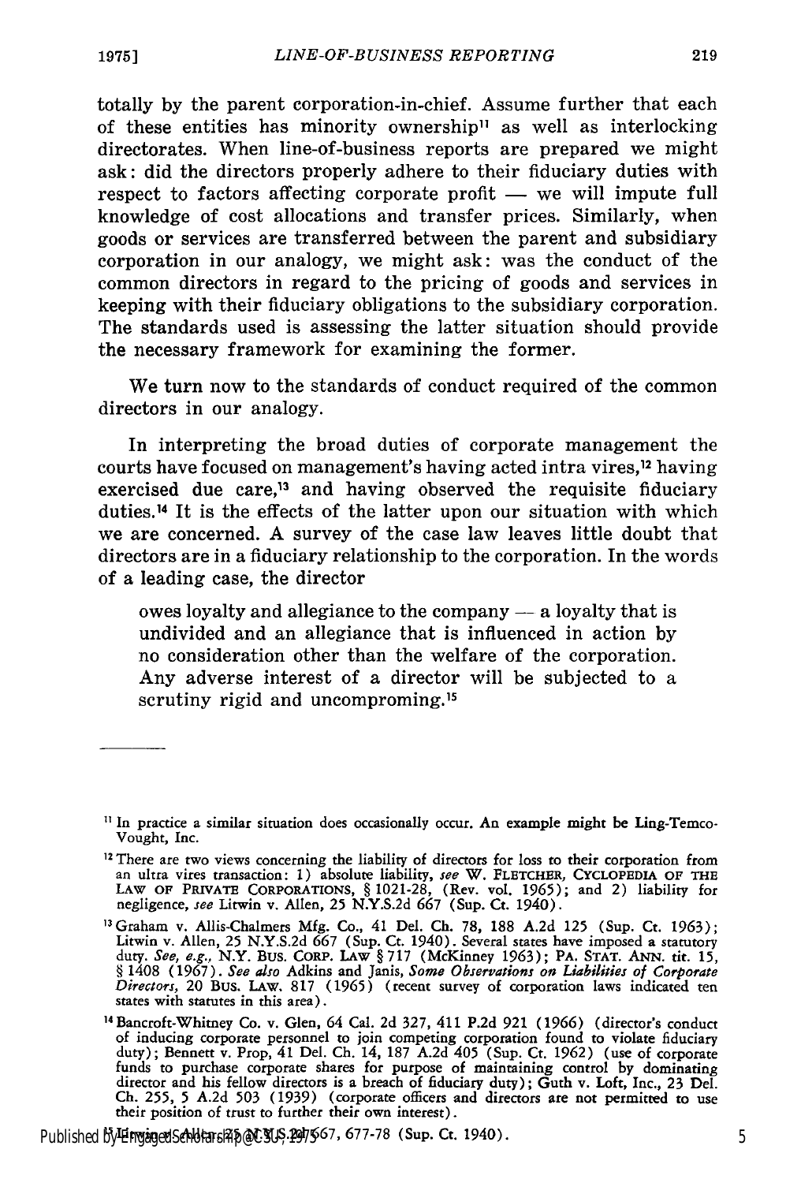totally by the parent corporation-in-chief. Assume further that each of these entities has minority ownership[11] as well as interlocking directorates. When line-of-business reports are prepared we might ask: did the directors properly adhere to their fiduciary duties with respect to factors affecting corporate profit — we will impute full knowledge of cost allocations and transfer prices. Similarly, when goods or services are transferred between the parent and subsidiary corporation in our analogy, we might ask: was the conduct of the common directors in regard to the pricing of goods and services in keeping with their fiduciary obligations to the subsidiary corporation. The standards used is assessing the latter situation should provide the necessary framework for examining the former.

We turn now to the standards of conduct required of the common directors in our analogy.

In interpreting the broad duties of corporate management the courts have focused on management's having acted intra vires,[12] having exercised due care,[13] and having observed the requisite fiduciary duties.[14] It is the effects of the latter upon our situation with which we are concerned. A survey of the case law leaves little doubt that directors are in a fiduciary relationship to the corporation. In the words of a leading case, the director

> owes loyalty and allegiance to the company — a loyalty that is undivided and an allegiance that is influenced in action by no consideration other than the welfare of the corporation. Any adverse interest of a director will be subjected to a scrutiny rigid and uncompromising.[15]

---

[11] In practice a similar situation does occasionally occur. An example might be Ling-Temco-Vought, Inc.

[12] There are two views concerning the liability of directors for loss to their corporation from an ultra vires transaction: 1) absolute liability, *see* W. FLETCHER, CYCLOPEDIA OF THE LAW OF PRIVATE CORPORATIONS, § 1021-28, (Rev. vol. 1965); and 2) liability for negligence, *see* Litwin v. Allen, 25 N.Y.S.2d 667 (Sup. Ct. 1940).

[13] Graham v. Allis-Chalmers Mfg. Co., 41 Del. Ch. 78, 188 A.2d 125 (Sup. Ct. 1963); Litwin v. Allen, 25 N.Y.S.2d 667 (Sup. Ct. 1940). Several states have imposed a statutory duty. *See, e.g.*, N.Y. BUS. CORP. LAW § 717 (McKinney 1963); PA. STAT. ANN. tit. 15, § 1408 (1967). *See also* Adkins and Janis, *Some Observations on Liabilities of Corporate Directors*, 20 BUS. LAW. 817 (1965) (recent survey of corporation laws indicated ten states with statutes in this area).

[14] Bancroft-Whitney Co. v. Glen, 64 Cal. 2d 327, 411 P.2d 921 (1966) (director's conduct of inducing corporate personnel to join competing corporation found to violate fiduciary duty); Bennett v. Prop, 41 Del. Ch. 14, 187 A.2d 405 (Sup. Ct. 1962) (use of corporate funds to purchase corporate shares for purpose of maintaining control by dominating director and his fellow directors is a breach of fiduciary duty); Guth v. Loft, Inc., 23 Del. Ch. 255, 5 A.2d 503 (1939) (corporate officers and directors are not permitted to use their position of trust to further their own interest).

[15] Litwin v. Allen, 25 N.Y.S.2d 667, 677-78 (Sup. Ct. 1940).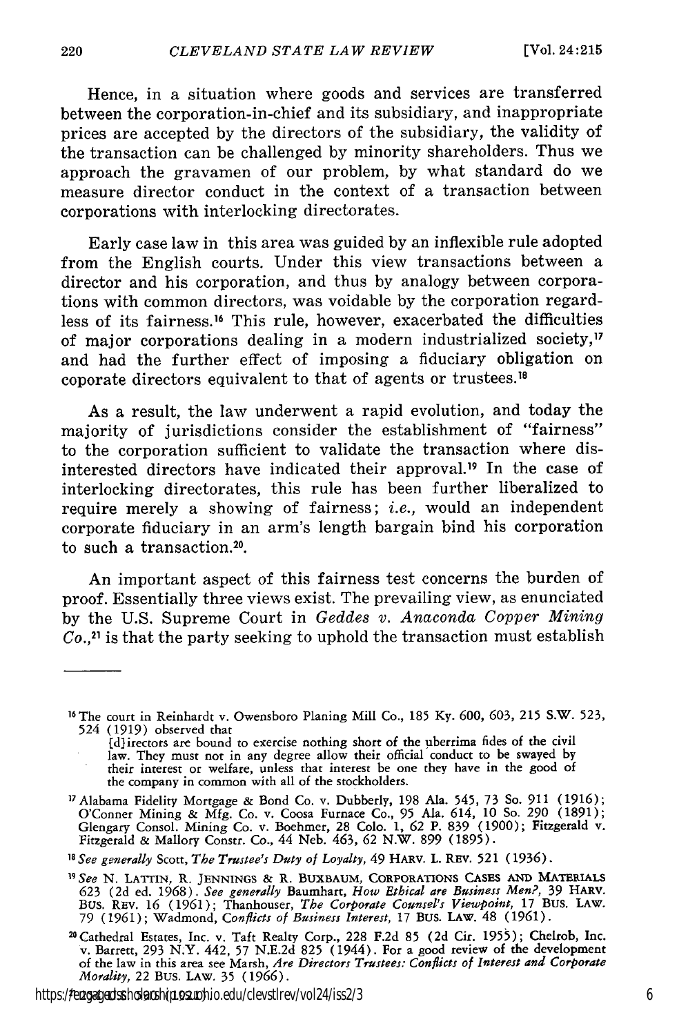Hence, in a situation where goods and services are transferred between the corporation-in-chief and its subsidiary, and inappropriate prices are accepted by the directors of the subsidiary, the validity of the transaction can be challenged by minority shareholders. Thus we approach the gravamen of our problem, by what standard do we measure director conduct in the context of a transaction between corporations with interlocking directorates.

Early case law in this area was guided by an inflexible rule adopted from the English courts. Under this view transactions between a director and his corporation, and thus by analogy between corporations with common directors, was voidable by the corporation regardless of its fairness.[16] This rule, however, exacerbated the difficulties of major corporations dealing in a modern industrialized society,[17] and had the further effect of imposing a fiduciary obligation on coporate directors equivalent to that of agents or trustees.[18]

As a result, the law underwent a rapid evolution, and today the majority of jurisdictions consider the establishment of "fairness" to the corporation sufficient to validate the transaction where disinterested directors have indicated their approval.[19] In the case of interlocking directorates, this rule has been further liberalized to require merely a showing of fairness; *i.e.,* would an independent corporate fiduciary in an arm's length bargain bind his corporation to such a transaction.[20].

An important aspect of this fairness test concerns the burden of proof. Essentially three views exist. The prevailing view, as enunciated by the U.S. Supreme Court in *Geddes v. Anaconda Copper Mining Co.,*[21] is that the party seeking to uphold the transaction must establish

---

[16] The court in Reinhardt v. Owensboro Planing Mill Co., 185 Ky. 600, 603, 215 S.W. 523, 524 (1919) observed that

> [d]irectors are bound to exercise nothing short of the uberrima fides of the civil law. They must not in any degree allow their official conduct to be swayed by their interest or welfare, unless that interest be one they have in the good of the company in common with all of the stockholders.

[17] Alabama Fidelity Mortgage & Bond Co. v. Dubberly, 198 Ala. 545, 73 So. 911 (1916); O'Conner Mining & Mfg. Co. v. Coosa Furnace Co., 95 Ala. 614, 10 So. 290 (1891); Glengary Consol. Mining Co. v. Boehmer, 28 Colo. 1, 62 P. 839 (1900); Fitzgerald v. Fitzgerald & Mallory Constr. Co., 44 Neb. 463, 62 N.W. 899 (1895).

[18] *See generally* Scott, *The Trustee's Duty of Loyalty,* 49 HARV. L. REV. 521 (1936).

[19] *See* N. LATTIN, R. JENNINGS & R. BUXBAUM, CORPORATIONS CASES AND MATERIALS 623 (2d ed. 1968). *See generally* Baumhart, *How Ethical are Business Men?,* 39 HARV. BUS. REV. 16 (1961); Thanhouser, *The Corporate Counsel's Viewpoint,* 17 BUS. LAW. 79 (1961); Wadmond, *Conflicts of Business Interest,* 17 BUS. LAW. 48 (1961).

[20] Cathedral Estates, Inc. v. Taft Realty Corp., 228 F.2d 85 (2d Cir. 1955); Chelrob, Inc. v. Barrett, 293 N.Y. 442, 57 N.E.2d 825 (1944). For a good review of the development of the law in this area see Marsh, *Are Directors Trustees: Conflicts of Interest and Corporate Morality,* 22 BUS. LAW. 35 (1966).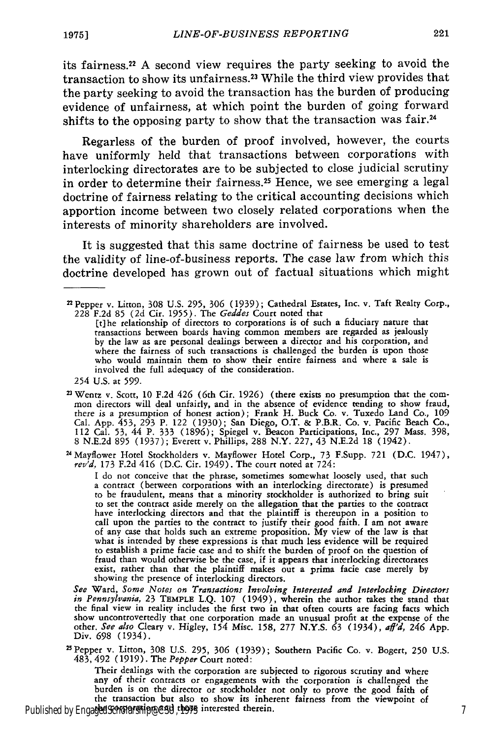its fairness.[22] A second view requires the party seeking to avoid the transaction to show its unfairness.[23] While the third view provides that the party seeking to avoid the transaction has the burden of producing evidence of unfairness, at which point the burden of going forward shifts to the opposing party to show that the transaction was fair.[24]

Regarless of the burden of proof involved, however, the courts have uniformly held that transactions between corporations with interlocking directorates are to be subjected to close judicial scrutiny in order to determine their fairness.[25] Hence, we see emerging a legal doctrine of fairness relating to the critical accounting decisions which apportion income between two closely related corporations when the interests of minority shareholders are involved.

It is suggested that this same doctrine of fairness be used to test the validity of line-of-business reports. The case law from which this doctrine developed has grown out of factual situations which might

---

[22] Pepper v. Litton, 308 U.S. 295, 306 (1939); Cathedral Estates, Inc. v. Taft Realty Corp., 228 F.2d 85 (2d Cir. 1955). The *Geddes* Court noted that

> [t]he relationship of directors to corporations is of such a fiduciary nature that transactions between boards having common members are regarded as jealously by the law as are personal dealings between a director and his corporation, and where the fairness of such transactions is challenged the burden is upon those who would maintain them to show their entire fairness and where a sale is involved the full adequacy of the consideration.

254 U.S. at 599.

[23] Wentz v. Scott, 10 F.2d 426 (6th Cir. 1926) (there exists no presumption that the common directors will deal unfairly, and in the absence of evidence tending to show fraud, there is a presumption of honest action); Frank H. Buck Co. v. Tuxedo Land Co., 109 Cal. App. 453, 293 P. 122 (1930); San Diego, O.T. & P.B.R. Co. v. Pacific Beach Co., 112 Cal. 53, 44 P. 333 (1896); Spiegel v. Beacon Participations, Inc., 297 Mass. 398, 8 N.E.2d 895 (1937); Everett v. Phillips, 288 N.Y. 227, 43 N.E.2d 18 (1942).

[24] Mayflower Hotel Stockholders v. Mayflower Hotel Corp., 73 F.Supp. 721 (D.C. 1947), *rev'd*, 173 F.2d 416 (D.C. Cir. 1949). The court noted at 724:

> I do not conceive that the phrase, sometimes somewhat loosely used, that such a contract (between corporations with an interlocking directorate) is presumed to be fraudulent, means that a minority stockholder is authorized to bring suit to set the contract aside merely on the allegation that the parties to the contract have interlocking directors and that the plaintiff is thereupon in a position to call upon the parties to the contract to justify their good faith. I am not aware of any case that holds such an extreme proposition. My view of the law is that what is intended by these expressions is that much less evidence will be required to establish a prime facie case and to shift the burden of proof on the question of fraud than would otherwise be the case, if it appears that interlocking directorates exist, rather than that the plaintiff makes out a prima facie case merely by showing the presence of interlocking directors.

*See* Ward, *Some Notes on Transactions Involving Interested and Interlocking Directors in Pennsylvania*, 23 TEMPLE L.Q. 107 (1949), wherein the author takes the stand that the final view in reality includes the first two in that often courts are facing facts which show uncontrovertedly that one corporation made an unusual profit at the expense of the other. *See also* Cleary v. Higley, 154 Misc. 158, 277 N.Y.S. 63 (1934), *aff'd*, 246 App. Div. 698 (1934).

[25] Pepper v. Litton, 308 U.S. 295, 306 (1939); Southern Pacific Co. v. Bogert, 250 U.S. 483, 492 (1919). The *Pepper* Court noted:

> Their dealings with the corporation are subjected to rigorous scrutiny and where any of their contracts or engagements with the corporation is challenged the burden is on the director or stockholder not only to prove the good faith of the transaction but also to show its inherent fairness from the viewpoint of the corporation and those interested therein.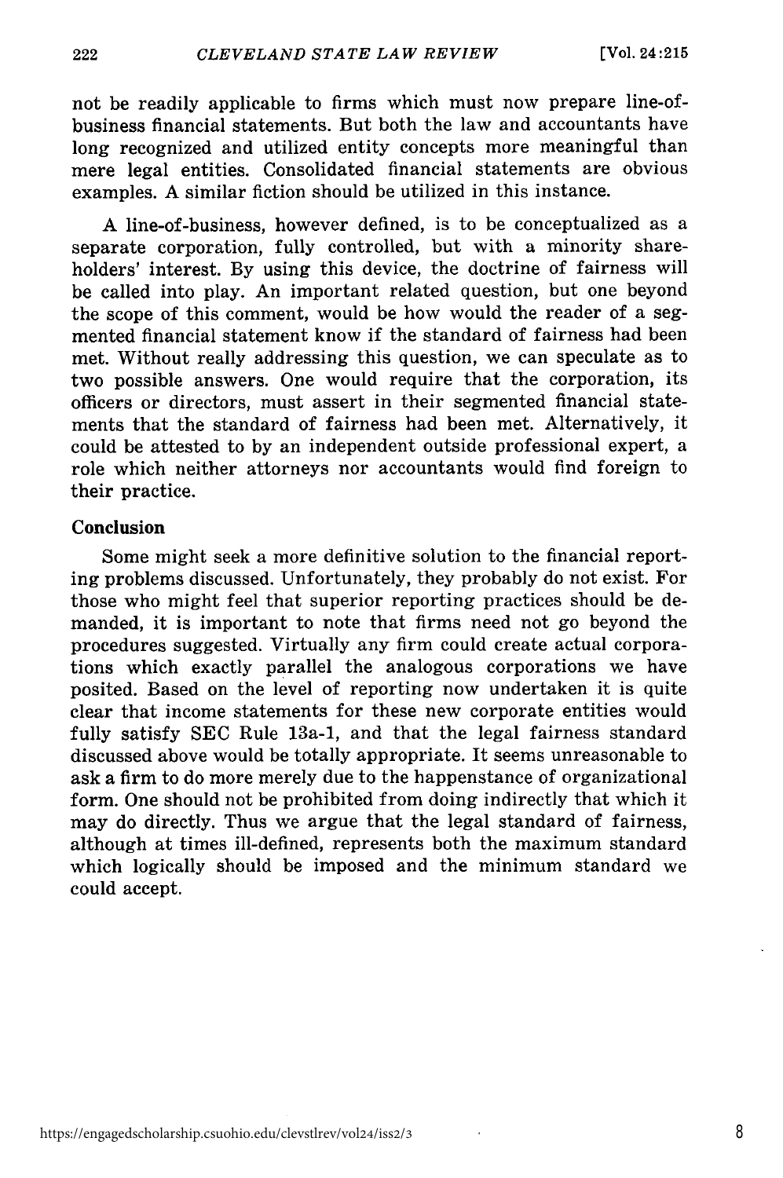not be readily applicable to firms which must now prepare line-of-business financial statements. But both the law and accountants have long recognized and utilized entity concepts more meaningful than mere legal entities. Consolidated financial statements are obvious examples. A similar fiction should be utilized in this instance.

A line-of-business, however defined, is to be conceptualized as a separate corporation, fully controlled, but with a minority shareholders' interest. By using this device, the doctrine of fairness will be called into play. An important related question, but one beyond the scope of this comment, would be how would the reader of a segmented financial statement know if the standard of fairness had been met. Without really addressing this question, we can speculate as to two possible answers. One would require that the corporation, its officers or directors, must assert in their segmented financial statements that the standard of fairness had been met. Alternatively, it could be attested to by an independent outside professional expert, a role which neither attorneys nor accountants would find foreign to their practice.

## Conclusion

Some might seek a more definitive solution to the financial reporting problems discussed. Unfortunately, they probably do not exist. For those who might feel that superior reporting practices should be demanded, it is important to note that firms need not go beyond the procedures suggested. Virtually any firm could create actual corporations which exactly parallel the analogous corporations we have posited. Based on the level of reporting now undertaken it is quite clear that income statements for these new corporate entities would fully satisfy SEC Rule 13a-1, and that the legal fairness standard discussed above would be totally appropriate. It seems unreasonable to ask a firm to do more merely due to the happenstance of organizational form. One should not be prohibited from doing indirectly that which it may do directly. Thus we argue that the legal standard of fairness, although at times ill-defined, represents both the maximum standard which logically should be imposed and the minimum standard we could accept.